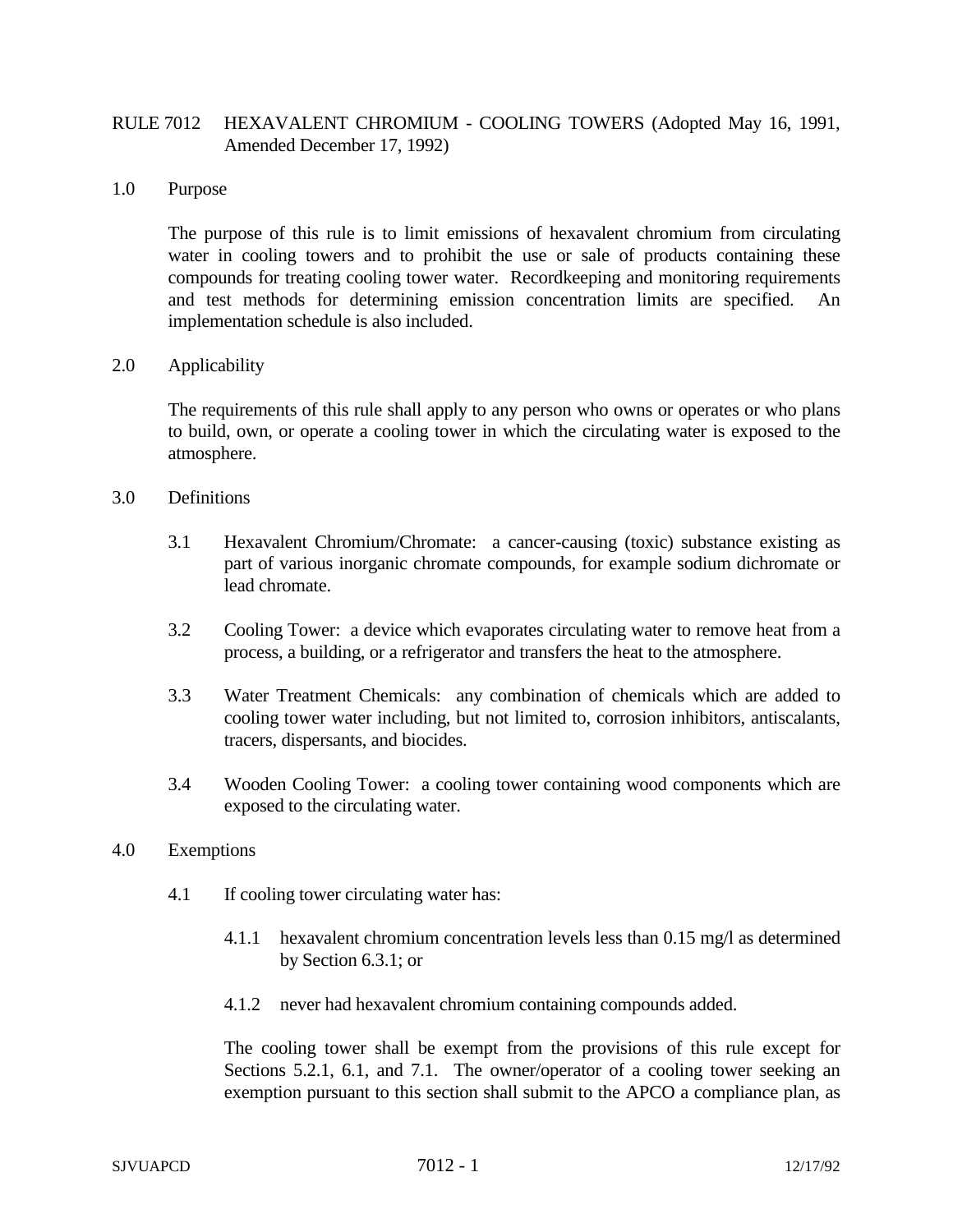# RULE 7012 HEXAVALENT CHROMIUM - COOLING TOWERS (Adopted May 16, 1991, Amended December 17, 1992)

## 1.0 Purpose

The purpose of this rule is to limit emissions of hexavalent chromium from circulating water in cooling towers and to prohibit the use or sale of products containing these compounds for treating cooling tower water. Recordkeeping and monitoring requirements and test methods for determining emission concentration limits are specified. An implementation schedule is also included.

## 2.0 Applicability

The requirements of this rule shall apply to any person who owns or operates or who plans to build, own, or operate a cooling tower in which the circulating water is exposed to the atmosphere.

## 3.0 Definitions

3.1 Hexavalent Chromium/Chromate: a cancer-causing (toxic) substance existing as part of various inorganic chromate compounds, for example sodium dichromate or lead chromate.

3.2 Cooling Tower: a device which evaporates circulating water to remove heat from a process, a building, or a refrigerator and transfers the heat to the atmosphere.

3.3 Water Treatment Chemicals: any combination of chemicals which are added to cooling tower water including, but not limited to, corrosion inhibitors, antiscalants, tracers, dispersants, and biocides.

3.4 Wooden Cooling Tower: a cooling tower containing wood components which are exposed to the circulating water.

## 4.0 Exemptions

4.1 If cooling tower circulating water has:

4.1.1 hexavalent chromium concentration levels less than 0.15 mg/l as determined by Section 6.3.1; or

4.1.2 never had hexavalent chromium containing compounds added.

The cooling tower shall be exempt from the provisions of this rule except for Sections 5.2.1, 6.1, and 7.1. The owner/operator of a cooling tower seeking an exemption pursuant to this section shall submit to the APCO a compliance plan, as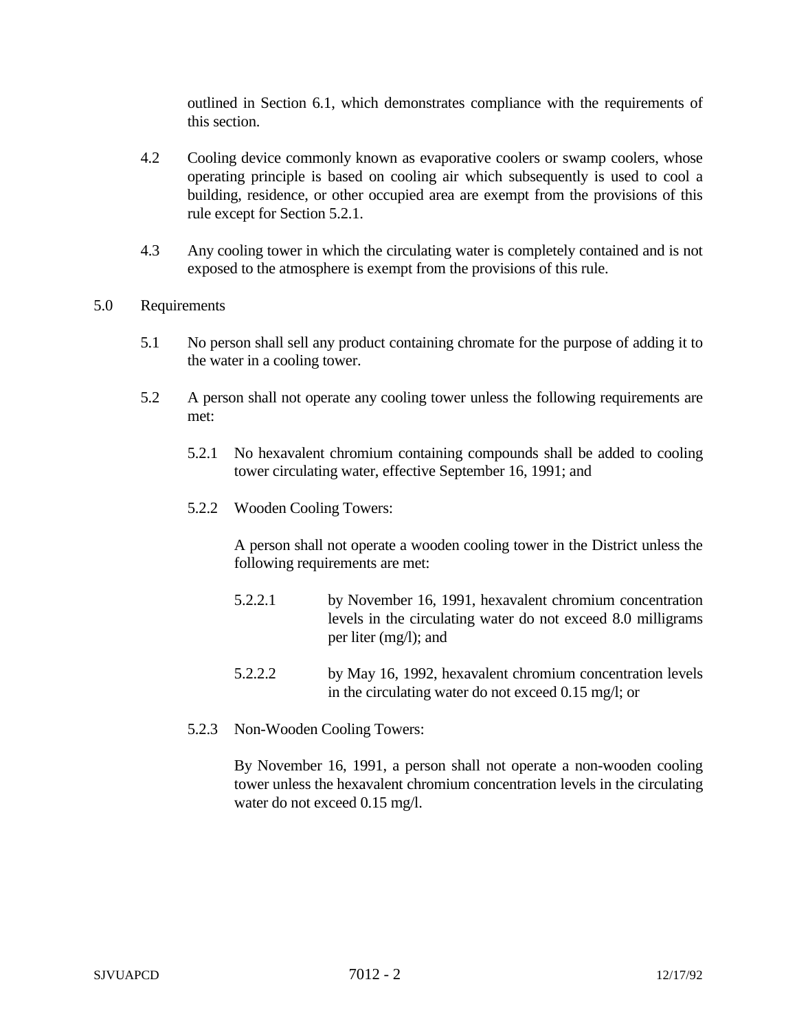outlined in Section 6.1, which demonstrates compliance with the requirements of this section.

4.2 Cooling device commonly known as evaporative coolers or swamp coolers, whose operating principle is based on cooling air which subsequently is used to cool a building, residence, or other occupied area are exempt from the provisions of this rule except for Section 5.2.1.

4.3 Any cooling tower in which the circulating water is completely contained and is not exposed to the atmosphere is exempt from the provisions of this rule.

## 5.0 Requirements

5.1 No person shall sell any product containing chromate for the purpose of adding it to the water in a cooling tower.

5.2 A person shall not operate any cooling tower unless the following requirements are met:

5.2.1 No hexavalent chromium containing compounds shall be added to cooling tower circulating water, effective September 16, 1991; and

5.2.2 Wooden Cooling Towers:

A person shall not operate a wooden cooling tower in the District unless the following requirements are met:

5.2.2.1 by November 16, 1991, hexavalent chromium concentration levels in the circulating water do not exceed 8.0 milligrams per liter (mg/l); and

5.2.2.2 by May 16, 1992, hexavalent chromium concentration levels in the circulating water do not exceed 0.15 mg/l; or

5.2.3 Non-Wooden Cooling Towers:

By November 16, 1991, a person shall not operate a non-wooden cooling tower unless the hexavalent chromium concentration levels in the circulating water do not exceed 0.15 mg/l.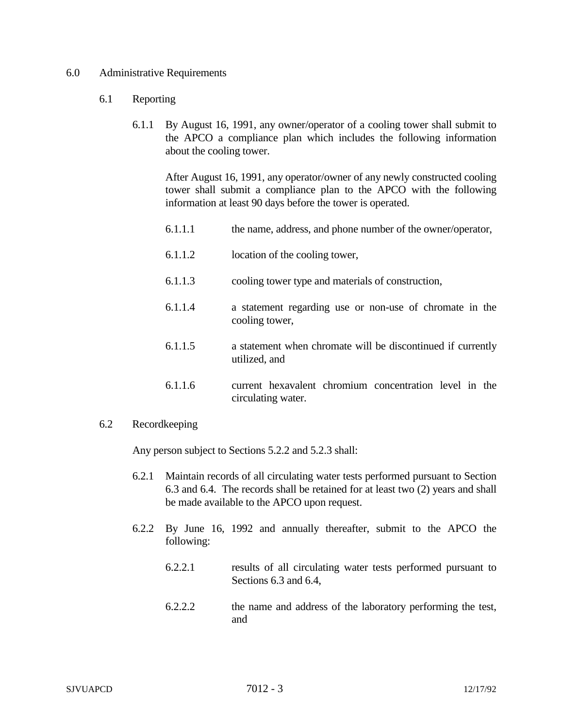## 6.0 Administrative Requirements

### 6.1 Reporting

6.1.1 By August 16, 1991, any owner/operator of a cooling tower shall submit to the APCO a compliance plan which includes the following information about the cooling tower.

After August 16, 1991, any operator/owner of any newly constructed cooling tower shall submit a compliance plan to the APCO with the following information at least 90 days before the tower is operated.

6.1.1.1 the name, address, and phone number of the owner/operator,

6.1.1.2 location of the cooling tower,

6.1.1.3 cooling tower type and materials of construction,

6.1.1.4 a statement regarding use or non-use of chromate in the cooling tower,

6.1.1.5 a statement when chromate will be discontinued if currently utilized, and

6.1.1.6 current hexavalent chromium concentration level in the circulating water.

### 6.2 Recordkeeping

Any person subject to Sections 5.2.2 and 5.2.3 shall:

6.2.1 Maintain records of all circulating water tests performed pursuant to Section 6.3 and 6.4. The records shall be retained for at least two (2) years and shall be made available to the APCO upon request.

6.2.2 By June 16, 1992 and annually thereafter, submit to the APCO the following:

6.2.2.1 results of all circulating water tests performed pursuant to Sections 6.3 and 6.4,

6.2.2.2 the name and address of the laboratory performing the test, and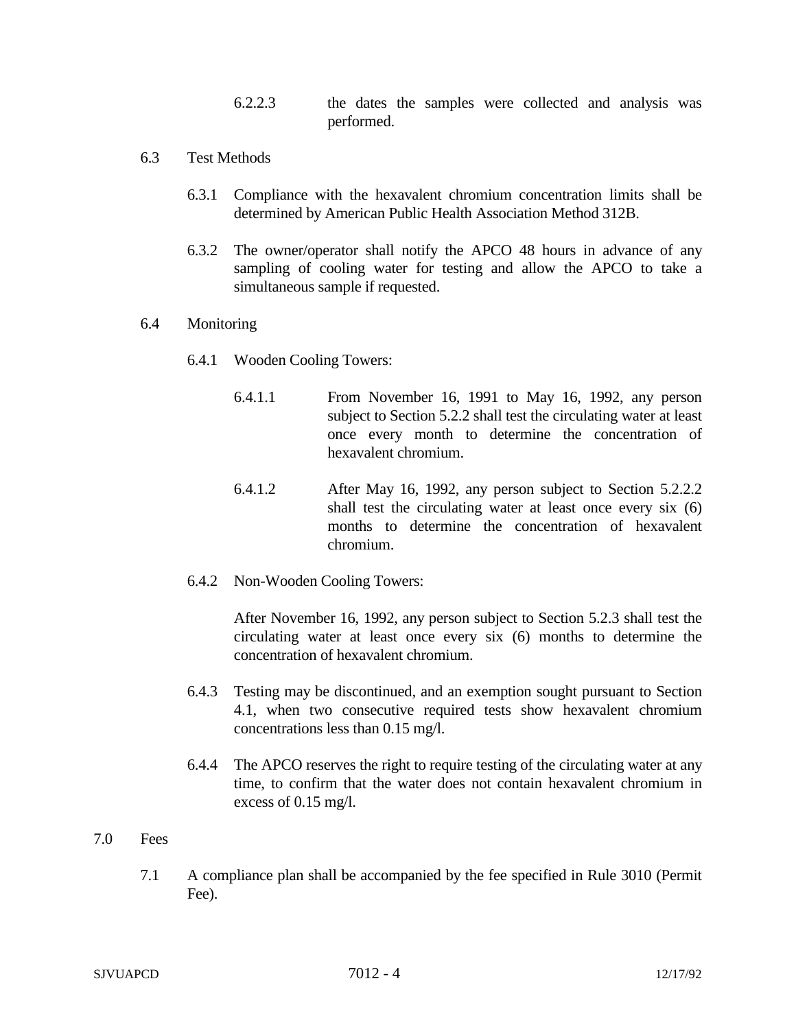6.2.2.3 the dates the samples were collected and analysis was performed.

6.3 Test Methods

6.3.1 Compliance with the hexavalent chromium concentration limits shall be determined by American Public Health Association Method 312B.

6.3.2 The owner/operator shall notify the APCO 48 hours in advance of any sampling of cooling water for testing and allow the APCO to take a simultaneous sample if requested.

6.4 Monitoring

6.4.1 Wooden Cooling Towers:

6.4.1.1 From November 16, 1991 to May 16, 1992, any person subject to Section 5.2.2 shall test the circulating water at least once every month to determine the concentration of hexavalent chromium.

6.4.1.2 After May 16, 1992, any person subject to Section 5.2.2.2 shall test the circulating water at least once every six (6) months to determine the concentration of hexavalent chromium.

6.4.2 Non-Wooden Cooling Towers:

After November 16, 1992, any person subject to Section 5.2.3 shall test the circulating water at least once every six (6) months to determine the concentration of hexavalent chromium.

6.4.3 Testing may be discontinued, and an exemption sought pursuant to Section 4.1, when two consecutive required tests show hexavalent chromium concentrations less than 0.15 mg/l.

6.4.4 The APCO reserves the right to require testing of the circulating water at any time, to confirm that the water does not contain hexavalent chromium in excess of 0.15 mg/l.

7.0 Fees

7.1 A compliance plan shall be accompanied by the fee specified in Rule 3010 (Permit Fee).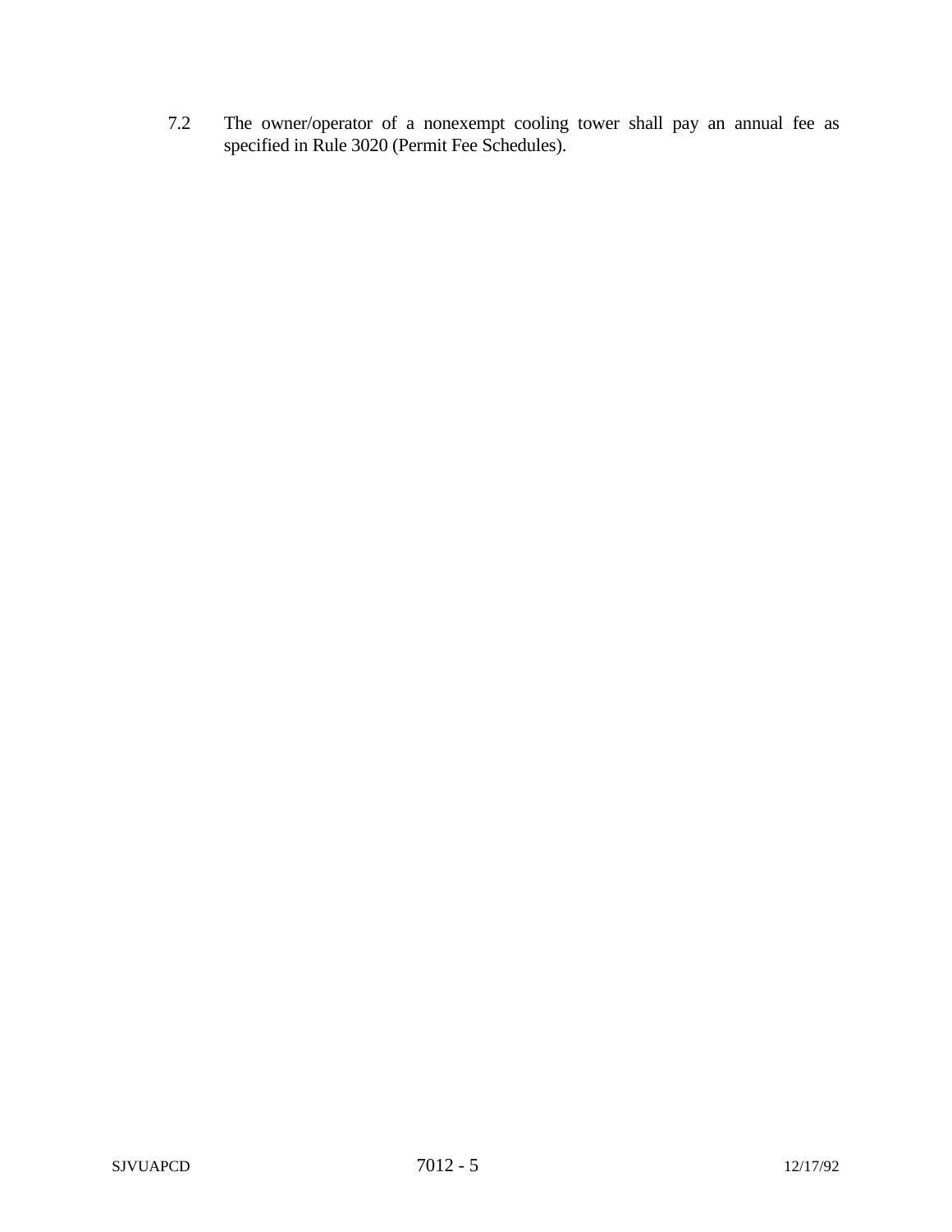7.2 The owner/operator of a nonexempt cooling tower shall pay an annual fee as specified in Rule 3020 (Permit Fee Schedules).